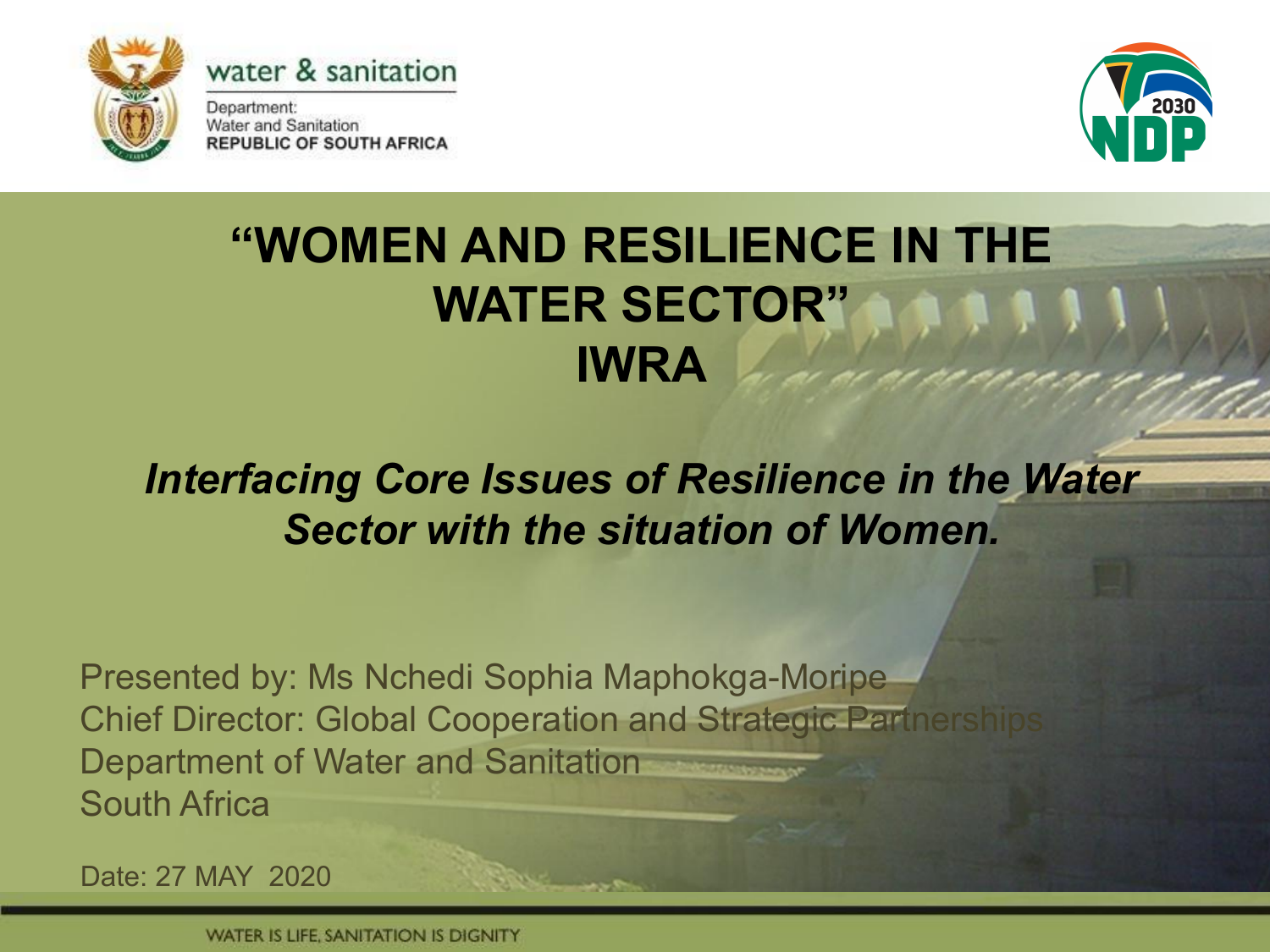water & sanitation

Department:
Water and Sanitation
REPUBLIC OF SOUTH AFRICA

# "WOMEN AND RESILIENCE IN THE WATER SECTOR"
# IWRA

***Interfacing Core Issues of Resilience in the Water Sector with the situation of Women.***

Presented by: Ms Nchedi Sophia Maphokga-Moripe
Chief Director: Global Cooperation and Strategic Partnerships
Department of Water and Sanitation
South Africa

Date: 27 MAY 2020

WATER IS LIFE, SANITATION IS DIGNITY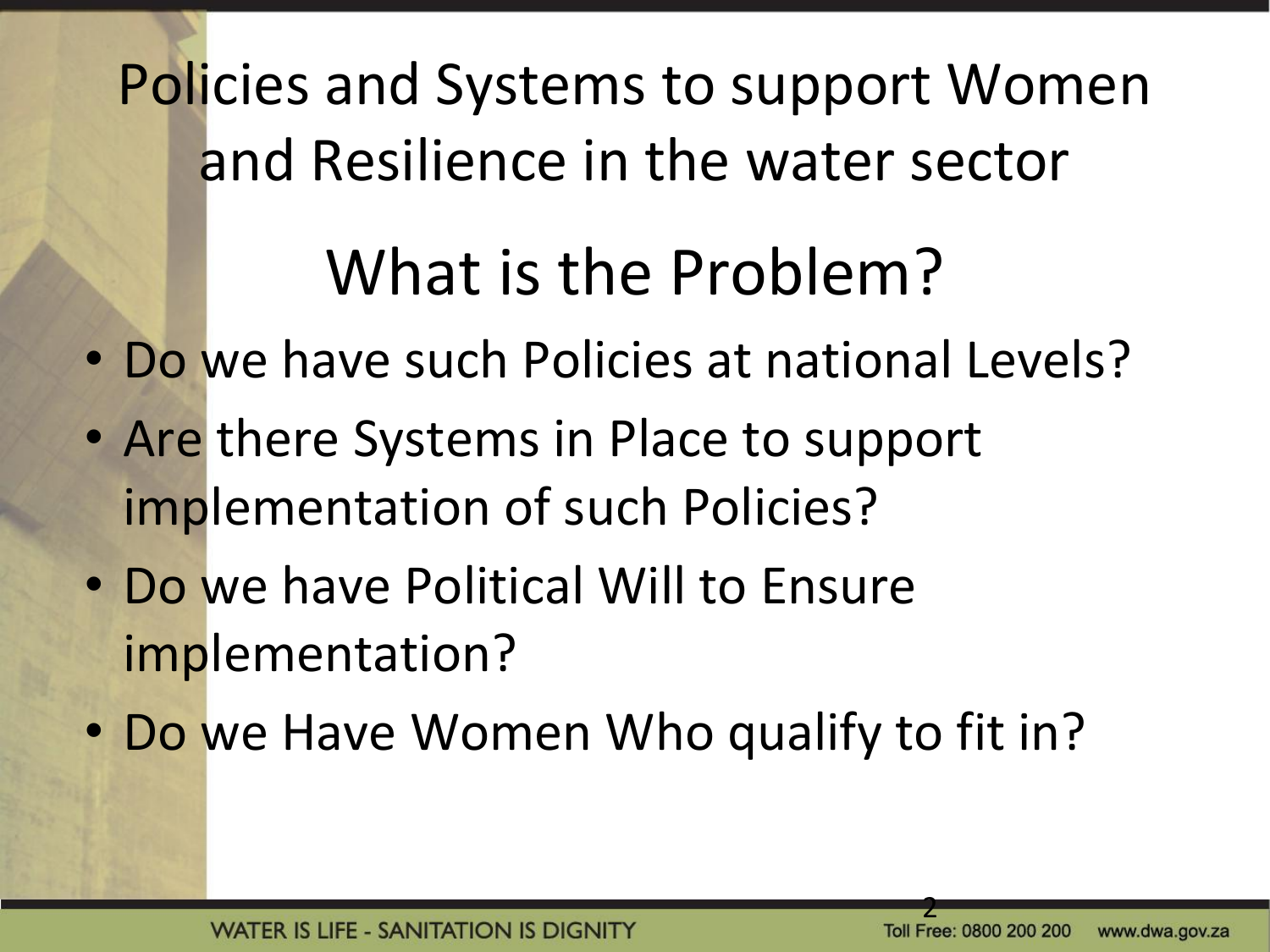# Policies and Systems to support Women and Resilience in the water sector

## What is the Problem?

- Do we have such Policies at national Levels?
- Are there Systems in Place to support implementation of such Policies?
- Do we have Political Will to Ensure implementation?
- Do we Have Women Who qualify to fit in?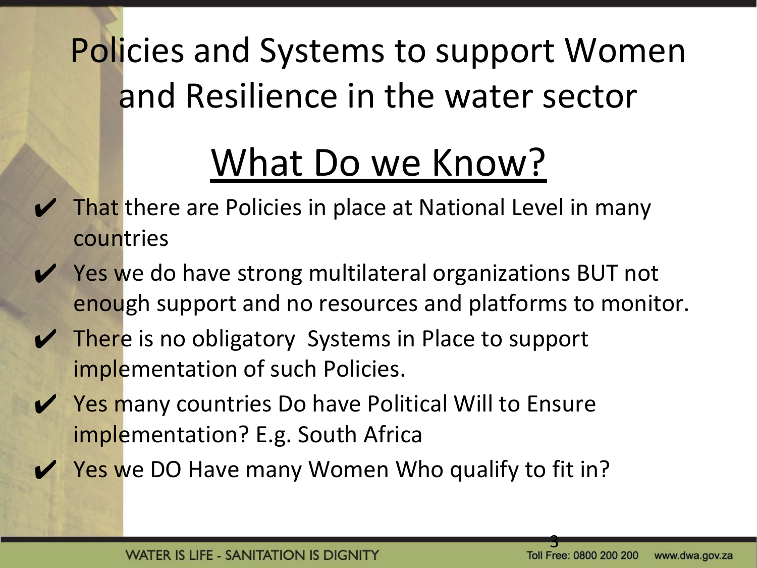# Policies and Systems to support Women and Resilience in the water sector

## What Do we Know?

- ✔ That there are Policies in place at National Level in many countries
- ✔ Yes we do have strong multilateral organizations BUT not enough support and no resources and platforms to monitor.
- ✔ There is no obligatory Systems in Place to support implementation of such Policies.
- ✔ Yes many countries Do have Political Will to Ensure implementation? E.g. South Africa
- ✔ Yes we DO Have many Women Who qualify to fit in?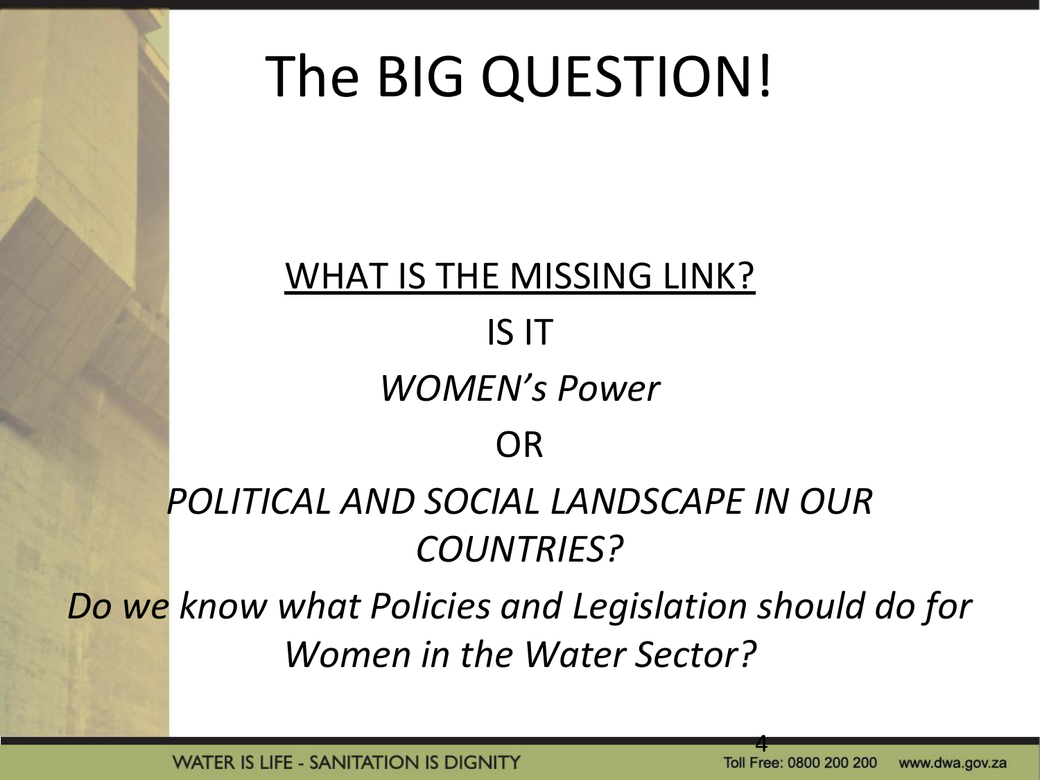# The BIG QUESTION!

WHAT IS THE MISSING LINK?

IS IT

*WOMEN's Power*

OR

*POLITICAL AND SOCIAL LANDSCAPE IN OUR COUNTRIES?*

*Do we know what Policies and Legislation should do for Women in the Water Sector?*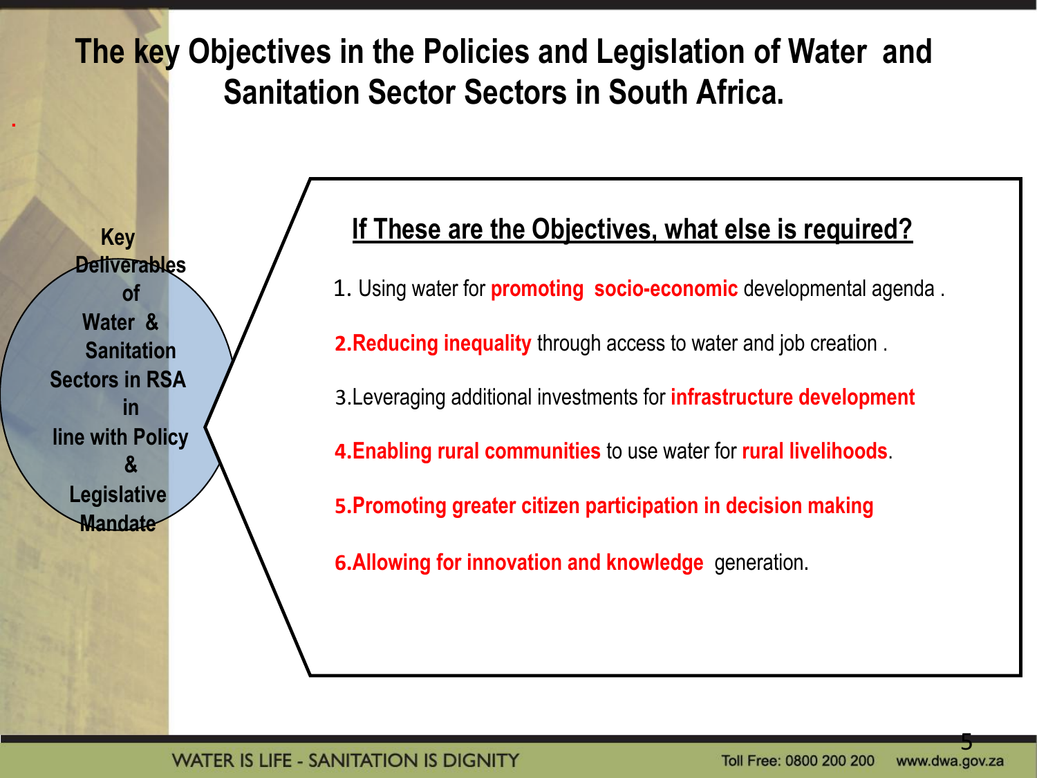# The key Objectives in the Policies and Legislation of Water and Sanitation Sector Sectors in South Africa.

**Key Deliverables of Water & Sanitation Sectors in RSA in line with Policy & Legislative Mandate**

## If These are the Objectives, what else is required?

1. Using water for **promoting socio-economic** developmental agenda .

**2.Reducing inequality** through access to water and job creation .

3.Leveraging additional investments for **infrastructure development**

**4.Enabling rural communities** to use water for **rural livelihoods**.

**5.Promoting greater citizen participation in decision making**

**6.Allowing for innovation and knowledge** generation.

WATER IS LIFE - SANITATION IS DIGNITY

Toll Free: 0800 200 200 www.dwa.gov.za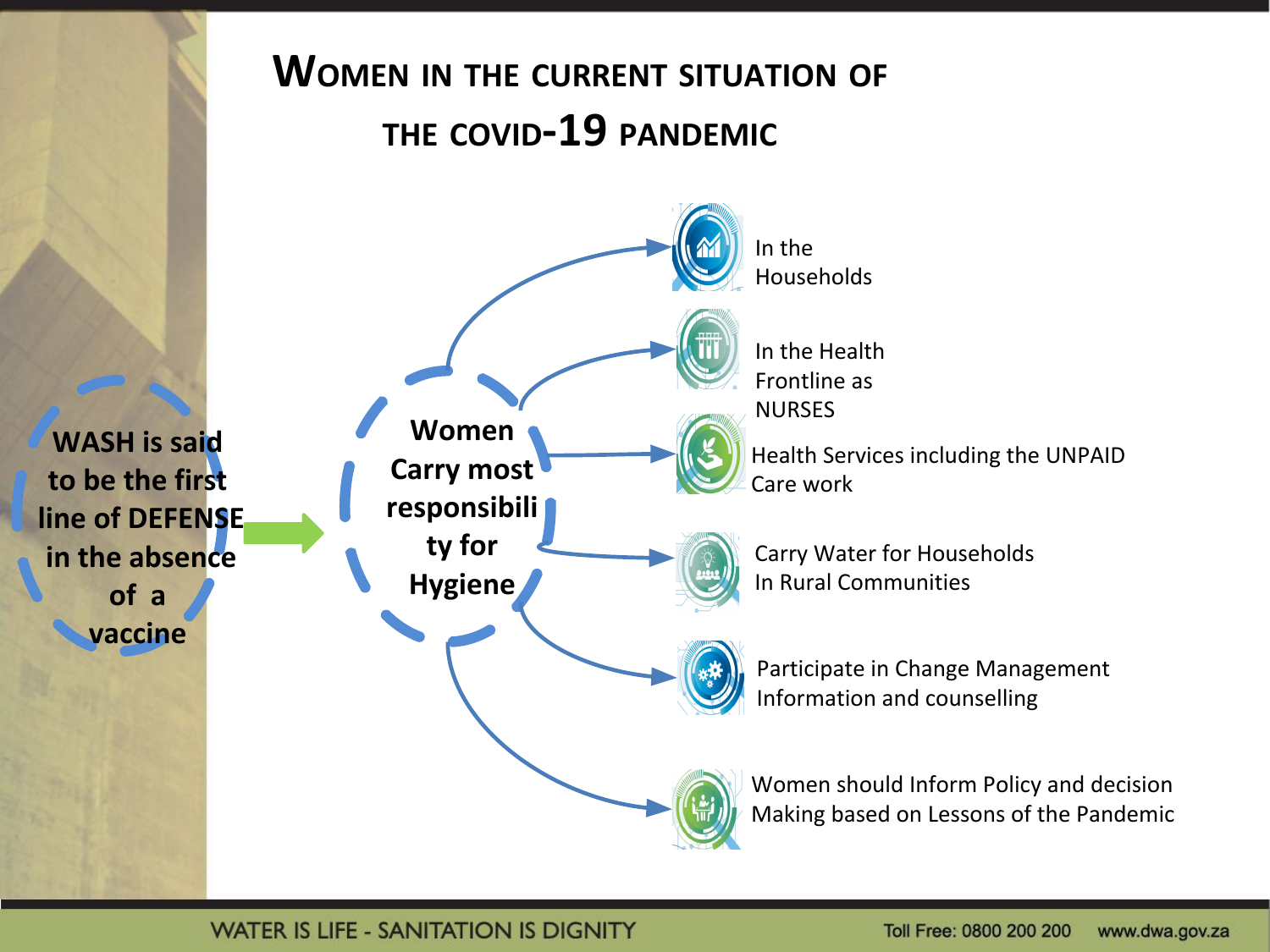# Women in the current situation of the COVID-19 pandemic

**WASH is said to be the first line of DEFENSE in the absence of a vaccine**

**Women Carry most responsibility for Hygiene**

- In the Households
- In the Health Frontline as NURSES
- Health Services including the UNPAID Care work
- Carry Water for Households In Rural Communities
- Participate in Change Management Information and counselling
- Women should Inform Policy and decision Making based on Lessons of the Pandemic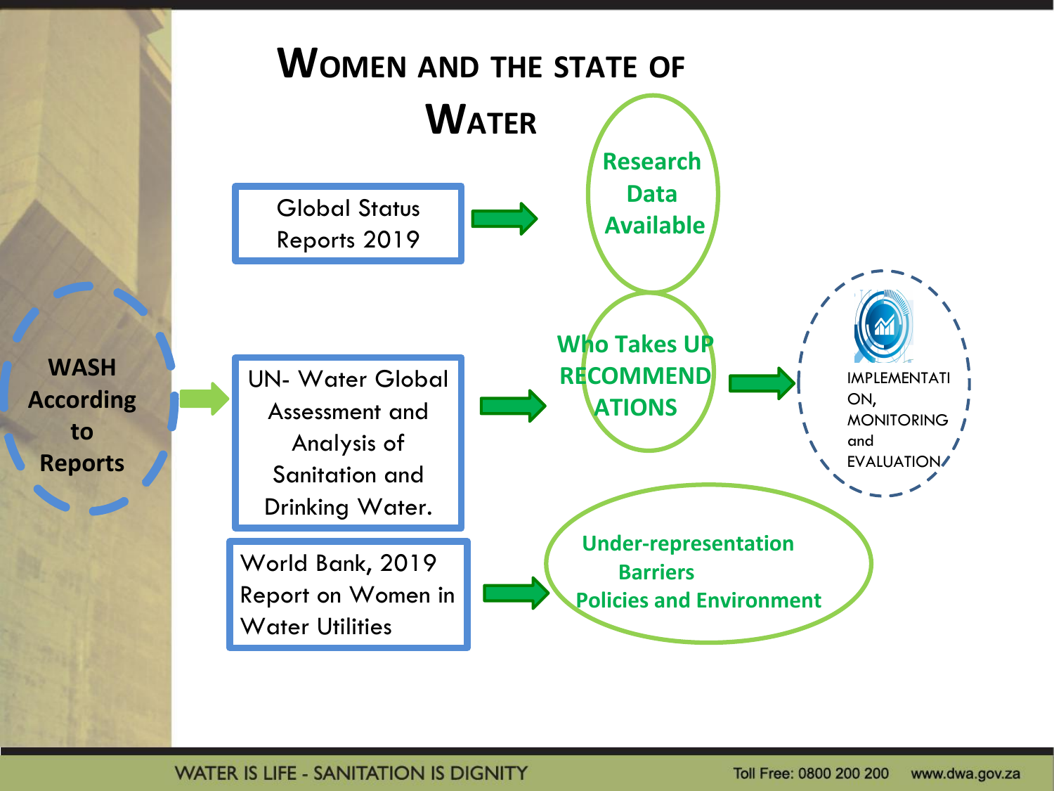# Women and the State of Water

WASH According to Reports

Global Status Reports 2019

Research Data Available

UN- Water Global Assessment and Analysis of Sanitation and Drinking Water.

Who Takes UP RECOMMENDATIONS

IMPLEMENTATION, MONITORING and EVALUATION

World Bank, 2019 Report on Women in Water Utilities

Under-representation
Barriers
Policies and Environment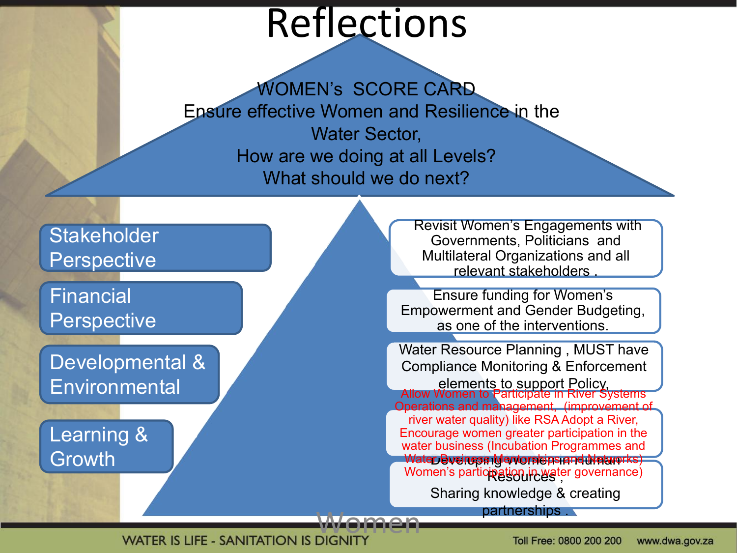# Reflections

WOMEN's SCORE CARD
Ensure effective Women and Resilience in the Water Sector,
How are we doing at all Levels?
What should we do next?

**Stakeholder Perspective**

Revisit Women's Engagements with Governments, Politicians and Multilateral Organizations and all relevant stakeholders .

**Financial Perspective**

Ensure funding for Women's Empowerment and Gender Budgeting, as one of the interventions.

**Developmental & Environmental**

Water Resource Planning , MUST have Compliance Monitoring & Enforcement elements to support Policy,

Allow Women to Participate in River Systems Operations and management, (improvement of river water quality) like RSA Adopt a River, Encourage women greater participation in the water business (Incubation Programmes and Water Business Mentorships and Networks) Women's participation in water governance)

**Learning & Growth**

Developing Women in Human Resources ,
Sharing knowledge & creating partnerships .

Women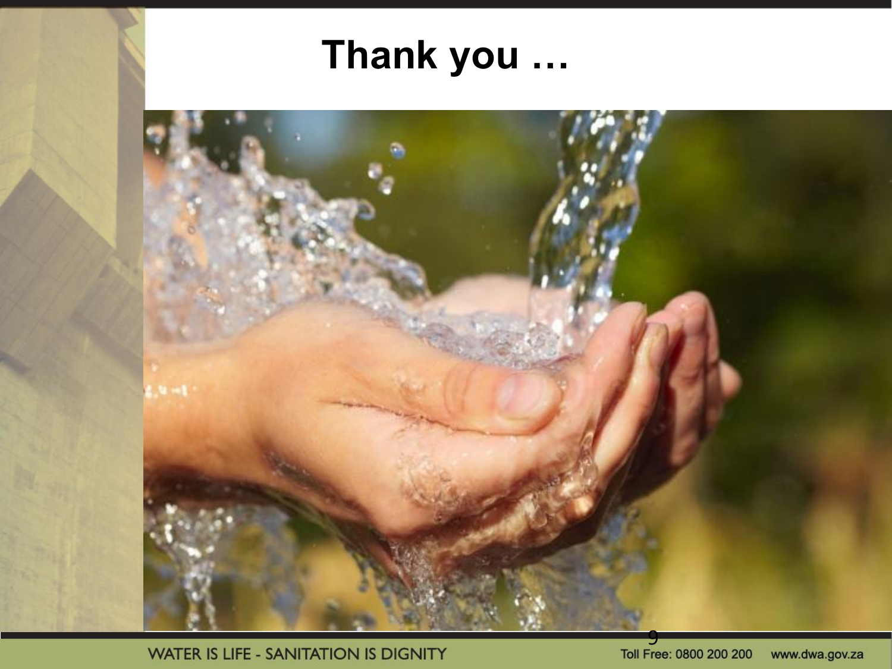# Thank you …